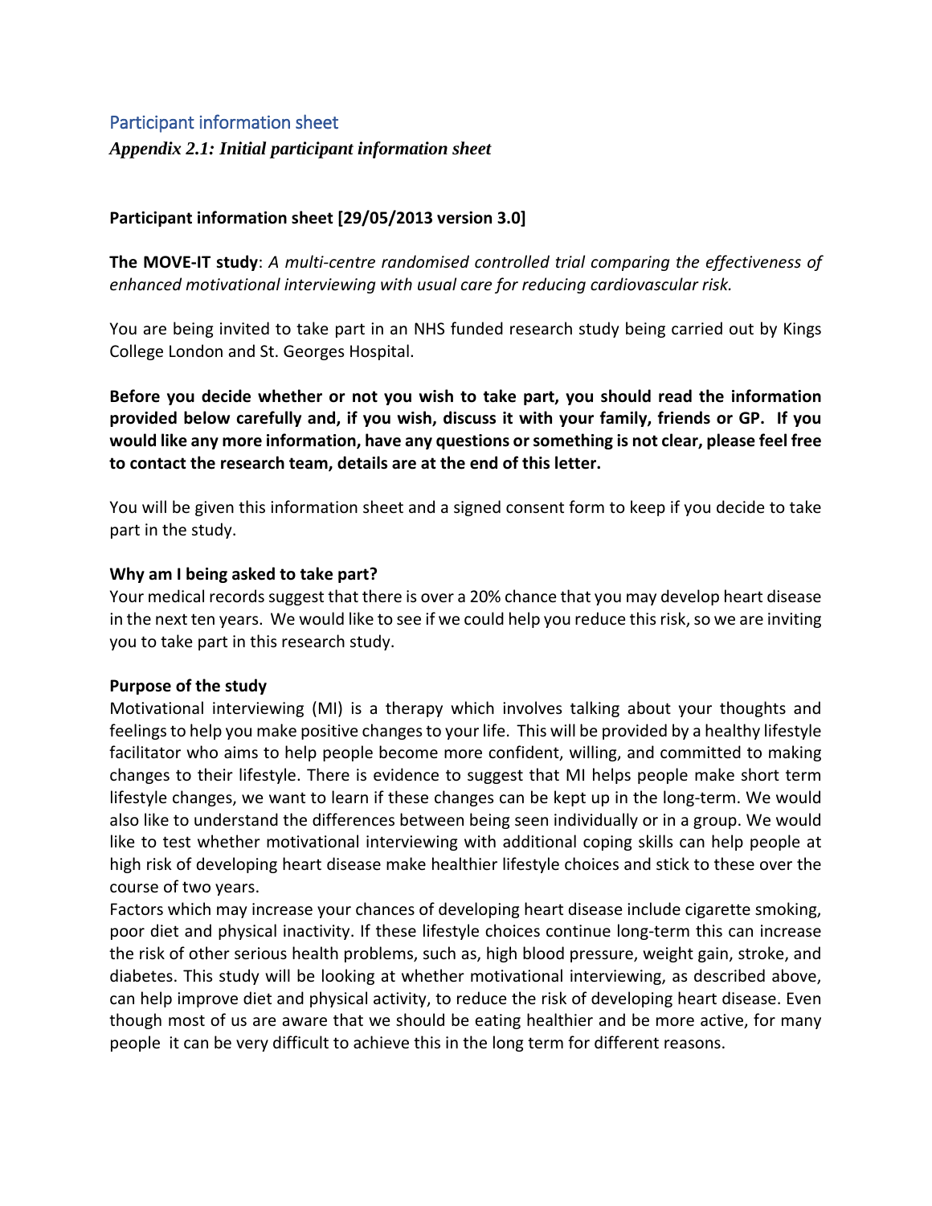## Participant information sheet

***Appendix 2.1: Initial participant information sheet***

**Participant information sheet [29/05/2013 version 3.0]**

**The MOVE-IT study**: *A multi-centre randomised controlled trial comparing the effectiveness of enhanced motivational interviewing with usual care for reducing cardiovascular risk.*

You are being invited to take part in an NHS funded research study being carried out by Kings College London and St. Georges Hospital.

**Before you decide whether or not you wish to take part, you should read the information provided below carefully and, if you wish, discuss it with your family, friends or GP. If you would like any more information, have any questions or something is not clear, please feel free to contact the research team, details are at the end of this letter.**

You will be given this information sheet and a signed consent form to keep if you decide to take part in the study.

**Why am I being asked to take part?**

Your medical records suggest that there is over a 20% chance that you may develop heart disease in the next ten years. We would like to see if we could help you reduce this risk, so we are inviting you to take part in this research study.

**Purpose of the study**

Motivational interviewing (MI) is a therapy which involves talking about your thoughts and feelings to help you make positive changes to your life. This will be provided by a healthy lifestyle facilitator who aims to help people become more confident, willing, and committed to making changes to their lifestyle. There is evidence to suggest that MI helps people make short term lifestyle changes, we want to learn if these changes can be kept up in the long-term. We would also like to understand the differences between being seen individually or in a group. We would like to test whether motivational interviewing with additional coping skills can help people at high risk of developing heart disease make healthier lifestyle choices and stick to these over the course of two years.

Factors which may increase your chances of developing heart disease include cigarette smoking, poor diet and physical inactivity. If these lifestyle choices continue long-term this can increase the risk of other serious health problems, such as, high blood pressure, weight gain, stroke, and diabetes. This study will be looking at whether motivational interviewing, as described above, can help improve diet and physical activity, to reduce the risk of developing heart disease. Even though most of us are aware that we should be eating healthier and be more active, for many people it can be very difficult to achieve this in the long term for different reasons.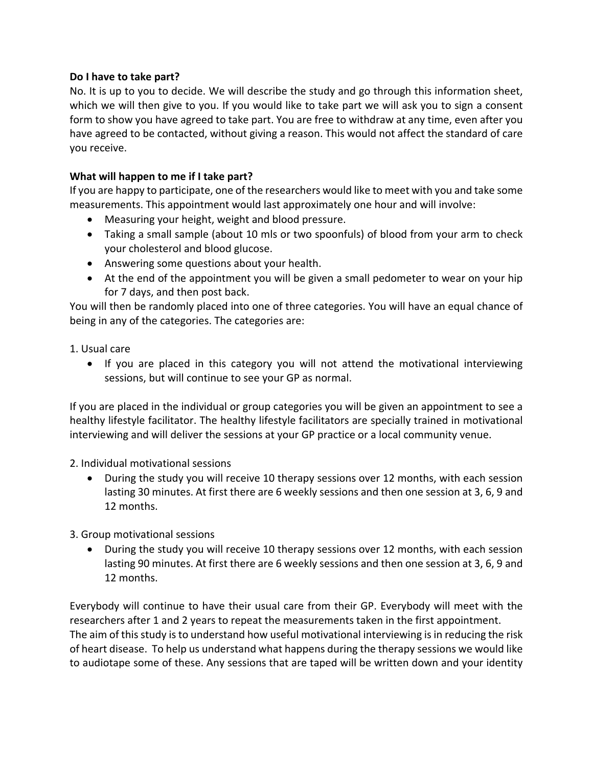**Do I have to take part?**

No. It is up to you to decide. We will describe the study and go through this information sheet, which we will then give to you. If you would like to take part we will ask you to sign a consent form to show you have agreed to take part. You are free to withdraw at any time, even after you have agreed to be contacted, without giving a reason. This would not affect the standard of care you receive.

**What will happen to me if I take part?**

If you are happy to participate, one of the researchers would like to meet with you and take some measurements. This appointment would last approximately one hour and will involve:

- Measuring your height, weight and blood pressure.
- Taking a small sample (about 10 mls or two spoonfuls) of blood from your arm to check your cholesterol and blood glucose.
- Answering some questions about your health.
- At the end of the appointment you will be given a small pedometer to wear on your hip for 7 days, and then post back.

You will then be randomly placed into one of three categories. You will have an equal chance of being in any of the categories. The categories are:

1. Usual care
   - If you are placed in this category you will not attend the motivational interviewing sessions, but will continue to see your GP as normal.

If you are placed in the individual or group categories you will be given an appointment to see a healthy lifestyle facilitator. The healthy lifestyle facilitators are specially trained in motivational interviewing and will deliver the sessions at your GP practice or a local community venue.

2. Individual motivational sessions
   - During the study you will receive 10 therapy sessions over 12 months, with each session lasting 30 minutes. At first there are 6 weekly sessions and then one session at 3, 6, 9 and 12 months.

3. Group motivational sessions
   - During the study you will receive 10 therapy sessions over 12 months, with each session lasting 90 minutes. At first there are 6 weekly sessions and then one session at 3, 6, 9 and 12 months.

Everybody will continue to have their usual care from their GP. Everybody will meet with the researchers after 1 and 2 years to repeat the measurements taken in the first appointment.
The aim of this study is to understand how useful motivational interviewing is in reducing the risk of heart disease. To help us understand what happens during the therapy sessions we would like to audiotape some of these. Any sessions that are taped will be written down and your identity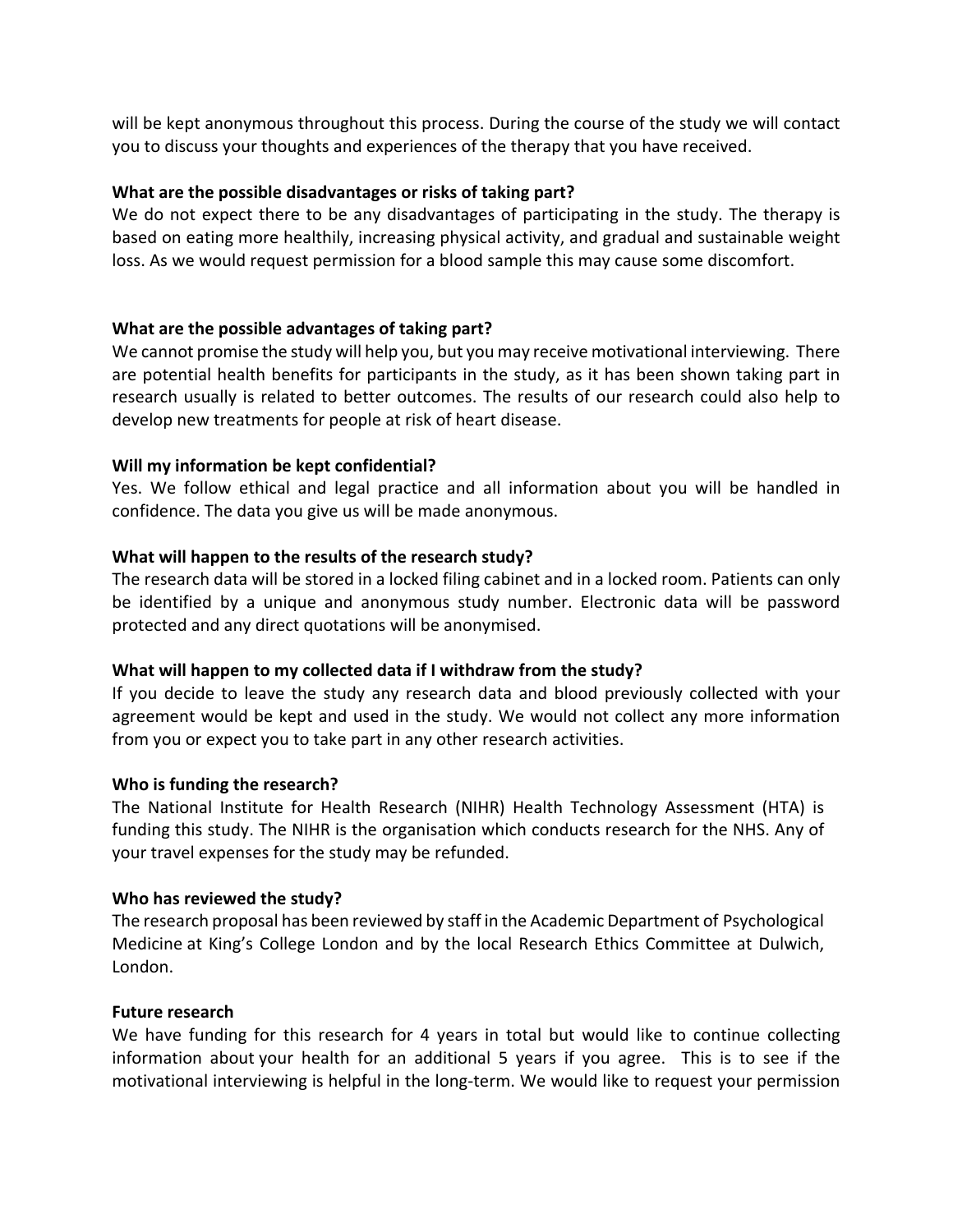will be kept anonymous throughout this process. During the course of the study we will contact you to discuss your thoughts and experiences of the therapy that you have received.

**What are the possible disadvantages or risks of taking part?**

We do not expect there to be any disadvantages of participating in the study. The therapy is based on eating more healthily, increasing physical activity, and gradual and sustainable weight loss. As we would request permission for a blood sample this may cause some discomfort.

**What are the possible advantages of taking part?**

We cannot promise the study will help you, but you may receive motivational interviewing. There are potential health benefits for participants in the study, as it has been shown taking part in research usually is related to better outcomes. The results of our research could also help to develop new treatments for people at risk of heart disease.

**Will my information be kept confidential?**

Yes. We follow ethical and legal practice and all information about you will be handled in confidence. The data you give us will be made anonymous.

**What will happen to the results of the research study?**

The research data will be stored in a locked filing cabinet and in a locked room. Patients can only be identified by a unique and anonymous study number. Electronic data will be password protected and any direct quotations will be anonymised.

**What will happen to my collected data if I withdraw from the study?**

If you decide to leave the study any research data and blood previously collected with your agreement would be kept and used in the study. We would not collect any more information from you or expect you to take part in any other research activities.

**Who is funding the research?**

The National Institute for Health Research (NIHR) Health Technology Assessment (HTA) is funding this study. The NIHR is the organisation which conducts research for the NHS. Any of your travel expenses for the study may be refunded.

**Who has reviewed the study?**

The research proposal has been reviewed by staff in the Academic Department of Psychological Medicine at King's College London and by the local Research Ethics Committee at Dulwich, London.

**Future research**

We have funding for this research for 4 years in total but would like to continue collecting information about your health for an additional 5 years if you agree. This is to see if the motivational interviewing is helpful in the long-term. We would like to request your permission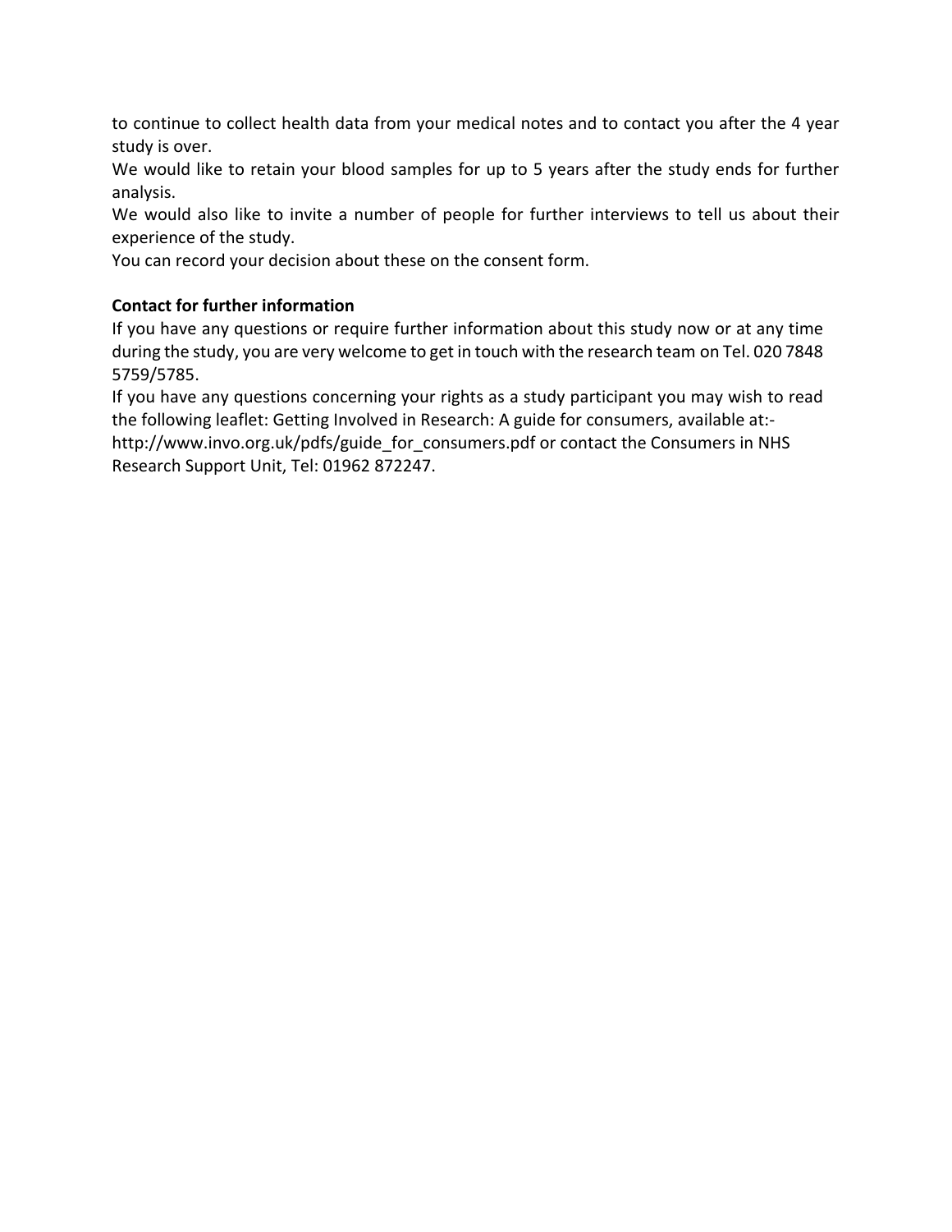to continue to collect health data from your medical notes and to contact you after the 4 year study is over.

We would like to retain your blood samples for up to 5 years after the study ends for further analysis.

We would also like to invite a number of people for further interviews to tell us about their experience of the study.

You can record your decision about these on the consent form.

**Contact for further information**

If you have any questions or require further information about this study now or at any time during the study, you are very welcome to get in touch with the research team on Tel. 020 7848 5759/5785.

If you have any questions concerning your rights as a study participant you may wish to read the following leaflet: Getting Involved in Research: A guide for consumers, available at:- http://www.invo.org.uk/pdfs/guide_for_consumers.pdf or contact the Consumers in NHS Research Support Unit, Tel: 01962 872247.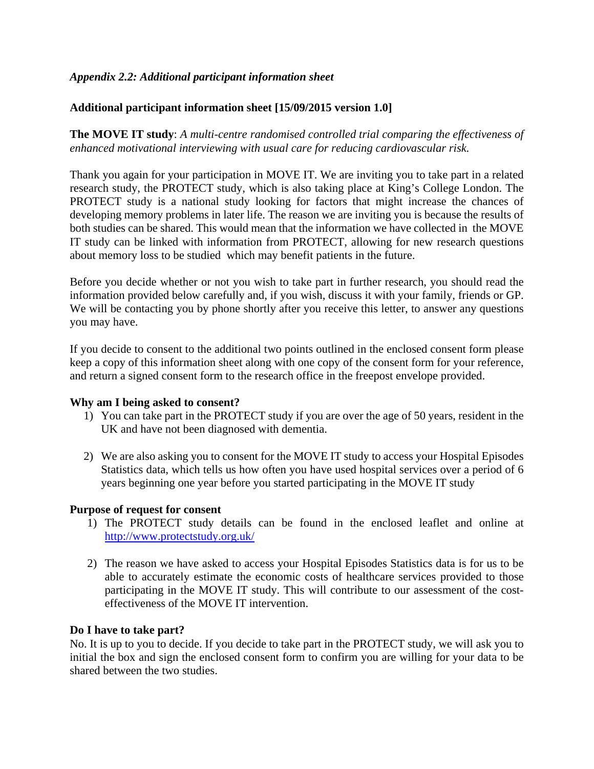*Appendix 2.2: Additional participant information sheet*

**Additional participant information sheet [15/09/2015 version 1.0]**

**The MOVE IT study**: *A multi-centre randomised controlled trial comparing the effectiveness of enhanced motivational interviewing with usual care for reducing cardiovascular risk.*

Thank you again for your participation in MOVE IT. We are inviting you to take part in a related research study, the PROTECT study, which is also taking place at King's College London. The PROTECT study is a national study looking for factors that might increase the chances of developing memory problems in later life. The reason we are inviting you is because the results of both studies can be shared. This would mean that the information we have collected in the MOVE IT study can be linked with information from PROTECT, allowing for new research questions about memory loss to be studied which may benefit patients in the future.

Before you decide whether or not you wish to take part in further research, you should read the information provided below carefully and, if you wish, discuss it with your family, friends or GP. We will be contacting you by phone shortly after you receive this letter, to answer any questions you may have.

If you decide to consent to the additional two points outlined in the enclosed consent form please keep a copy of this information sheet along with one copy of the consent form for your reference, and return a signed consent form to the research office in the freepost envelope provided.

**Why am I being asked to consent?**

1) You can take part in the PROTECT study if you are over the age of 50 years, resident in the UK and have not been diagnosed with dementia.

2) We are also asking you to consent for the MOVE IT study to access your Hospital Episodes Statistics data, which tells us how often you have used hospital services over a period of 6 years beginning one year before you started participating in the MOVE IT study

**Purpose of request for consent**

1) The PROTECT study details can be found in the enclosed leaflet and online at http://www.protectstudy.org.uk/

2) The reason we have asked to access your Hospital Episodes Statistics data is for us to be able to accurately estimate the economic costs of healthcare services provided to those participating in the MOVE IT study. This will contribute to our assessment of the cost-effectiveness of the MOVE IT intervention.

**Do I have to take part?**

No. It is up to you to decide. If you decide to take part in the PROTECT study, we will ask you to initial the box and sign the enclosed consent form to confirm you are willing for your data to be shared between the two studies.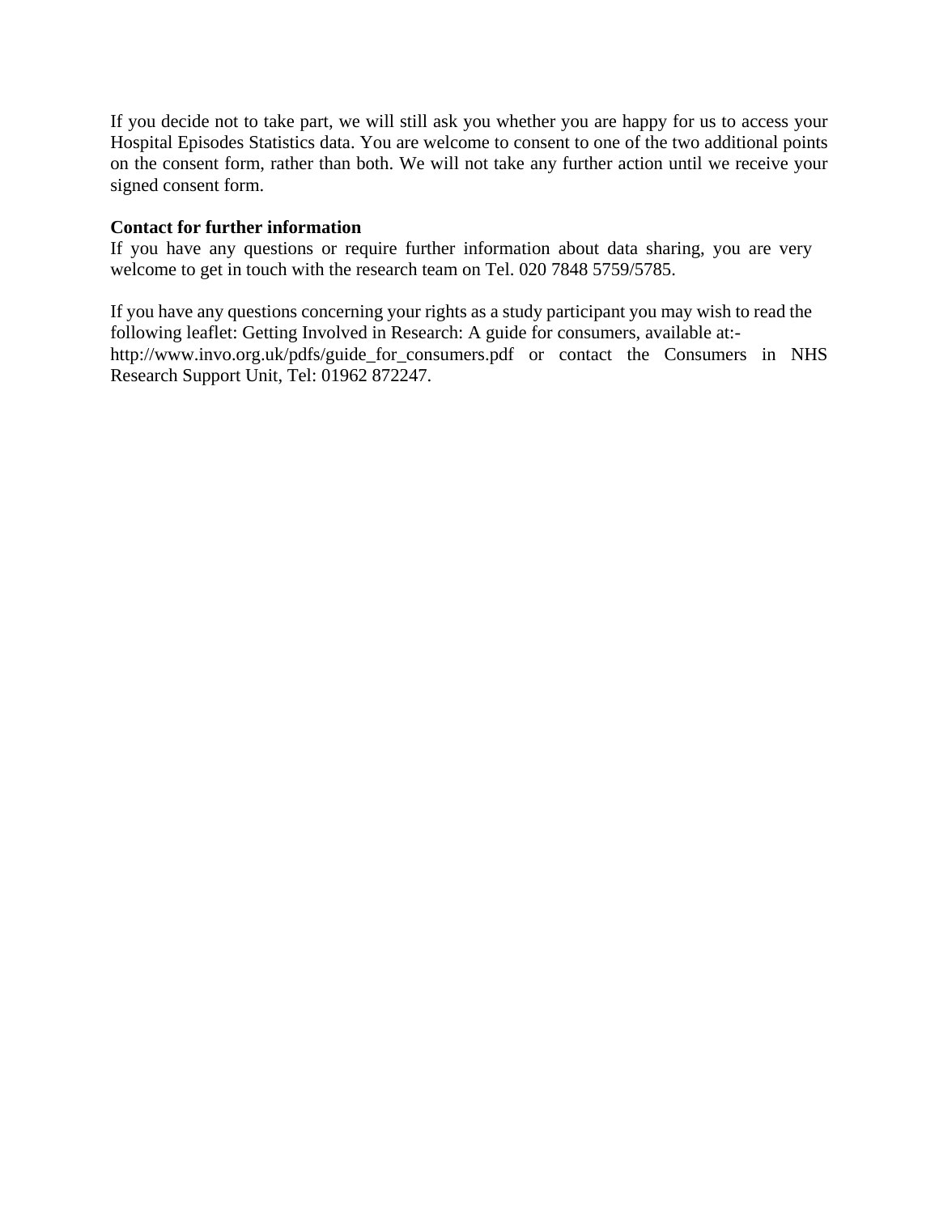If you decide not to take part, we will still ask you whether you are happy for us to access your Hospital Episodes Statistics data. You are welcome to consent to one of the two additional points on the consent form, rather than both. We will not take any further action until we receive your signed consent form.

**Contact for further information**

If you have any questions or require further information about data sharing, you are very welcome to get in touch with the research team on Tel. 020 7848 5759/5785.

If you have any questions concerning your rights as a study participant you may wish to read the following leaflet: Getting Involved in Research: A guide for consumers, available at:- http://www.invo.org.uk/pdfs/guide_for_consumers.pdf or contact the Consumers in NHS Research Support Unit, Tel: 01962 872247.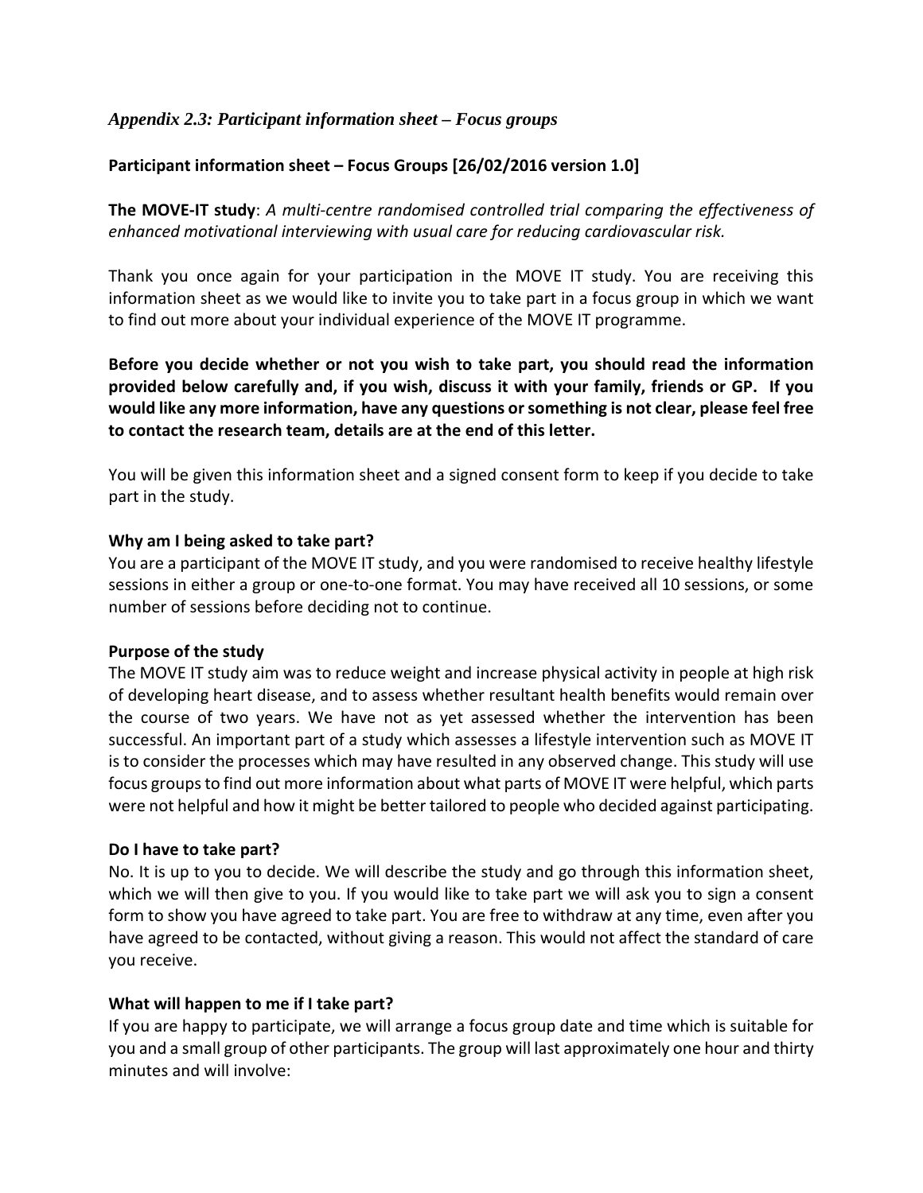## *Appendix 2.3: Participant information sheet – Focus groups*

**Participant information sheet – Focus Groups [26/02/2016 version 1.0]**

**The MOVE-IT study**: *A multi-centre randomised controlled trial comparing the effectiveness of enhanced motivational interviewing with usual care for reducing cardiovascular risk.*

Thank you once again for your participation in the MOVE IT study. You are receiving this information sheet as we would like to invite you to take part in a focus group in which we want to find out more about your individual experience of the MOVE IT programme.

**Before you decide whether or not you wish to take part, you should read the information provided below carefully and, if you wish, discuss it with your family, friends or GP. If you would like any more information, have any questions or something is not clear, please feel free to contact the research team, details are at the end of this letter.**

You will be given this information sheet and a signed consent form to keep if you decide to take part in the study.

**Why am I being asked to take part?**

You are a participant of the MOVE IT study, and you were randomised to receive healthy lifestyle sessions in either a group or one-to-one format. You may have received all 10 sessions, or some number of sessions before deciding not to continue.

**Purpose of the study**

The MOVE IT study aim was to reduce weight and increase physical activity in people at high risk of developing heart disease, and to assess whether resultant health benefits would remain over the course of two years. We have not as yet assessed whether the intervention has been successful. An important part of a study which assesses a lifestyle intervention such as MOVE IT is to consider the processes which may have resulted in any observed change. This study will use focus groups to find out more information about what parts of MOVE IT were helpful, which parts were not helpful and how it might be better tailored to people who decided against participating.

**Do I have to take part?**

No. It is up to you to decide. We will describe the study and go through this information sheet, which we will then give to you. If you would like to take part we will ask you to sign a consent form to show you have agreed to take part. You are free to withdraw at any time, even after you have agreed to be contacted, without giving a reason. This would not affect the standard of care you receive.

**What will happen to me if I take part?**

If you are happy to participate, we will arrange a focus group date and time which is suitable for you and a small group of other participants. The group will last approximately one hour and thirty minutes and will involve: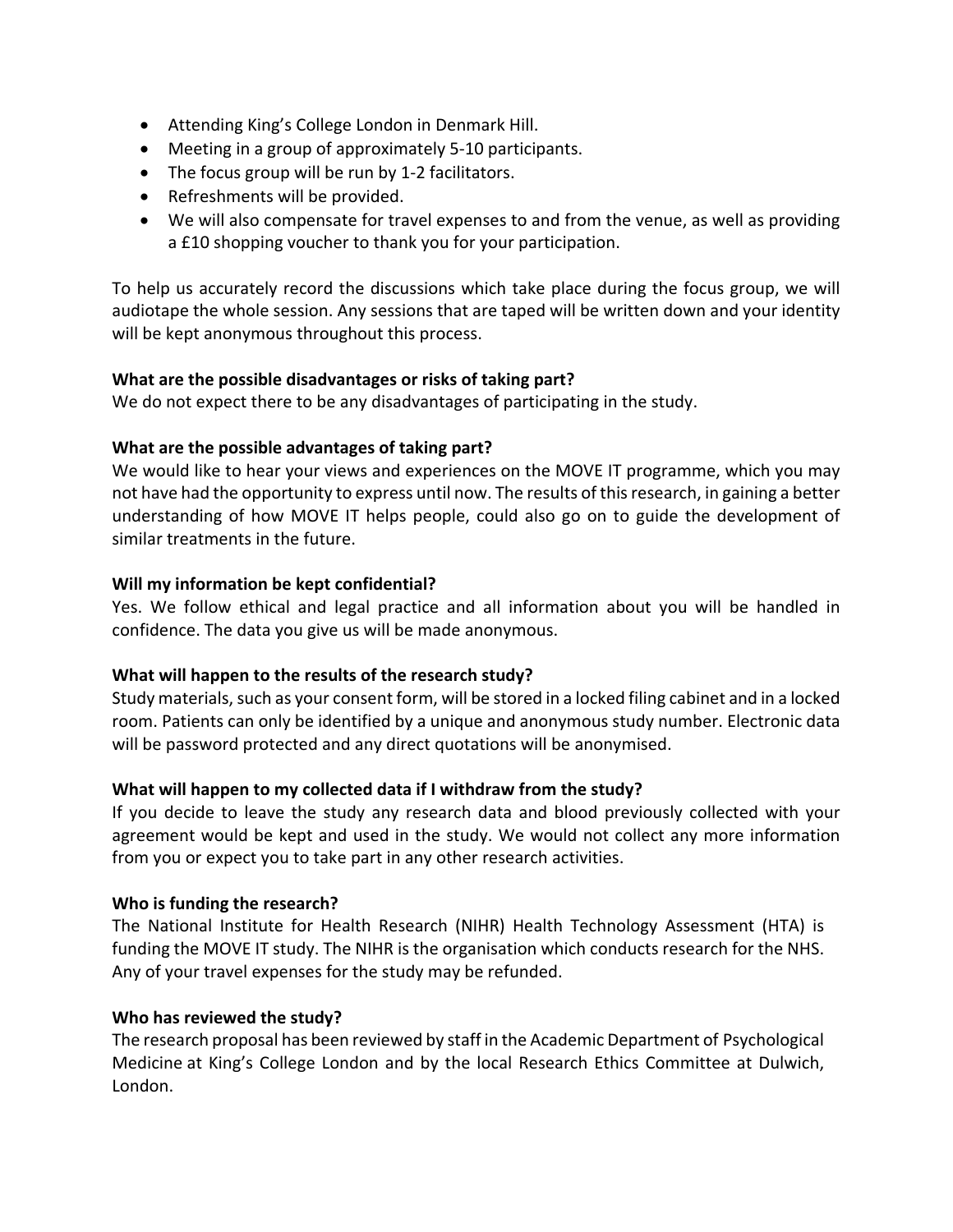- Attending King's College London in Denmark Hill.
- Meeting in a group of approximately 5-10 participants.
- The focus group will be run by 1-2 facilitators.
- Refreshments will be provided.
- We will also compensate for travel expenses to and from the venue, as well as providing a £10 shopping voucher to thank you for your participation.

To help us accurately record the discussions which take place during the focus group, we will audiotape the whole session. Any sessions that are taped will be written down and your identity will be kept anonymous throughout this process.

**What are the possible disadvantages or risks of taking part?**
We do not expect there to be any disadvantages of participating in the study.

**What are the possible advantages of taking part?**
We would like to hear your views and experiences on the MOVE IT programme, which you may not have had the opportunity to express until now. The results of this research, in gaining a better understanding of how MOVE IT helps people, could also go on to guide the development of similar treatments in the future.

**Will my information be kept confidential?**
Yes. We follow ethical and legal practice and all information about you will be handled in confidence. The data you give us will be made anonymous.

**What will happen to the results of the research study?**
Study materials, such as your consent form, will be stored in a locked filing cabinet and in a locked room. Patients can only be identified by a unique and anonymous study number. Electronic data will be password protected and any direct quotations will be anonymised.

**What will happen to my collected data if I withdraw from the study?**
If you decide to leave the study any research data and blood previously collected with your agreement would be kept and used in the study. We would not collect any more information from you or expect you to take part in any other research activities.

**Who is funding the research?**
The National Institute for Health Research (NIHR) Health Technology Assessment (HTA) is funding the MOVE IT study. The NIHR is the organisation which conducts research for the NHS. Any of your travel expenses for the study may be refunded.

**Who has reviewed the study?**
The research proposal has been reviewed by staff in the Academic Department of Psychological Medicine at King's College London and by the local Research Ethics Committee at Dulwich, London.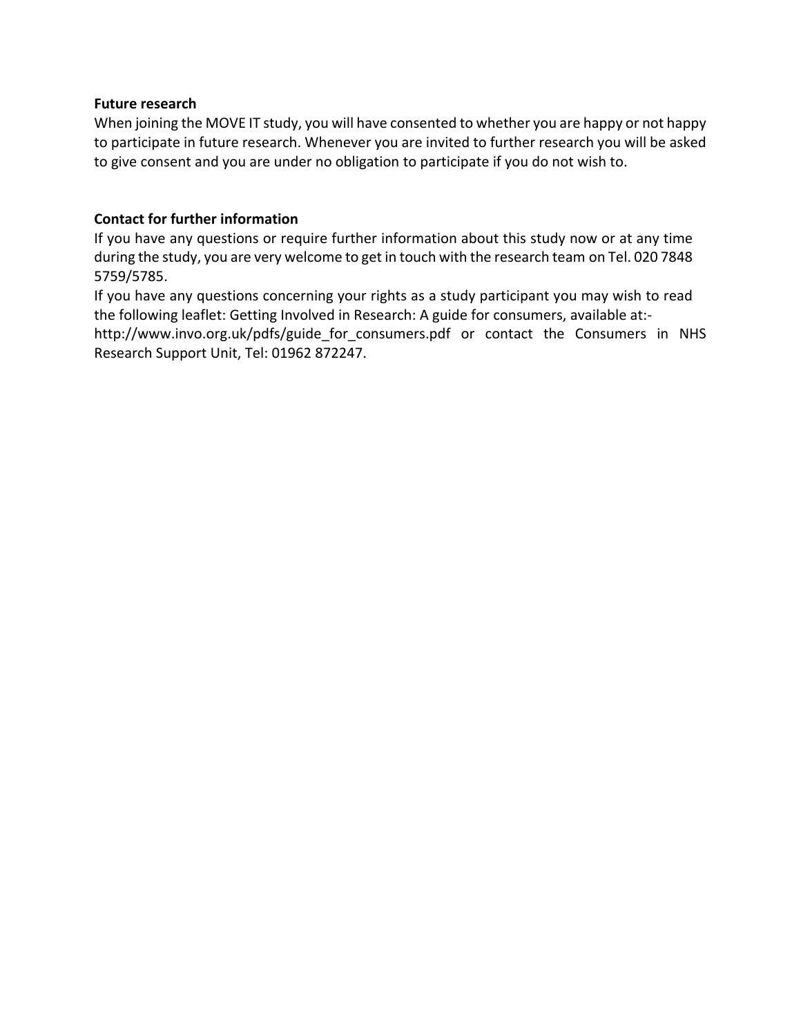**Future research**

When joining the MOVE IT study, you will have consented to whether you are happy or not happy to participate in future research. Whenever you are invited to further research you will be asked to give consent and you are under no obligation to participate if you do not wish to.

**Contact for further information**

If you have any questions or require further information about this study now or at any time during the study, you are very welcome to get in touch with the research team on Tel. 020 7848 5759/5785.

If you have any questions concerning your rights as a study participant you may wish to read the following leaflet: Getting Involved in Research: A guide for consumers, available at:- http://www.invo.org.uk/pdfs/guide_for_consumers.pdf or contact the Consumers in NHS Research Support Unit, Tel: 01962 872247.